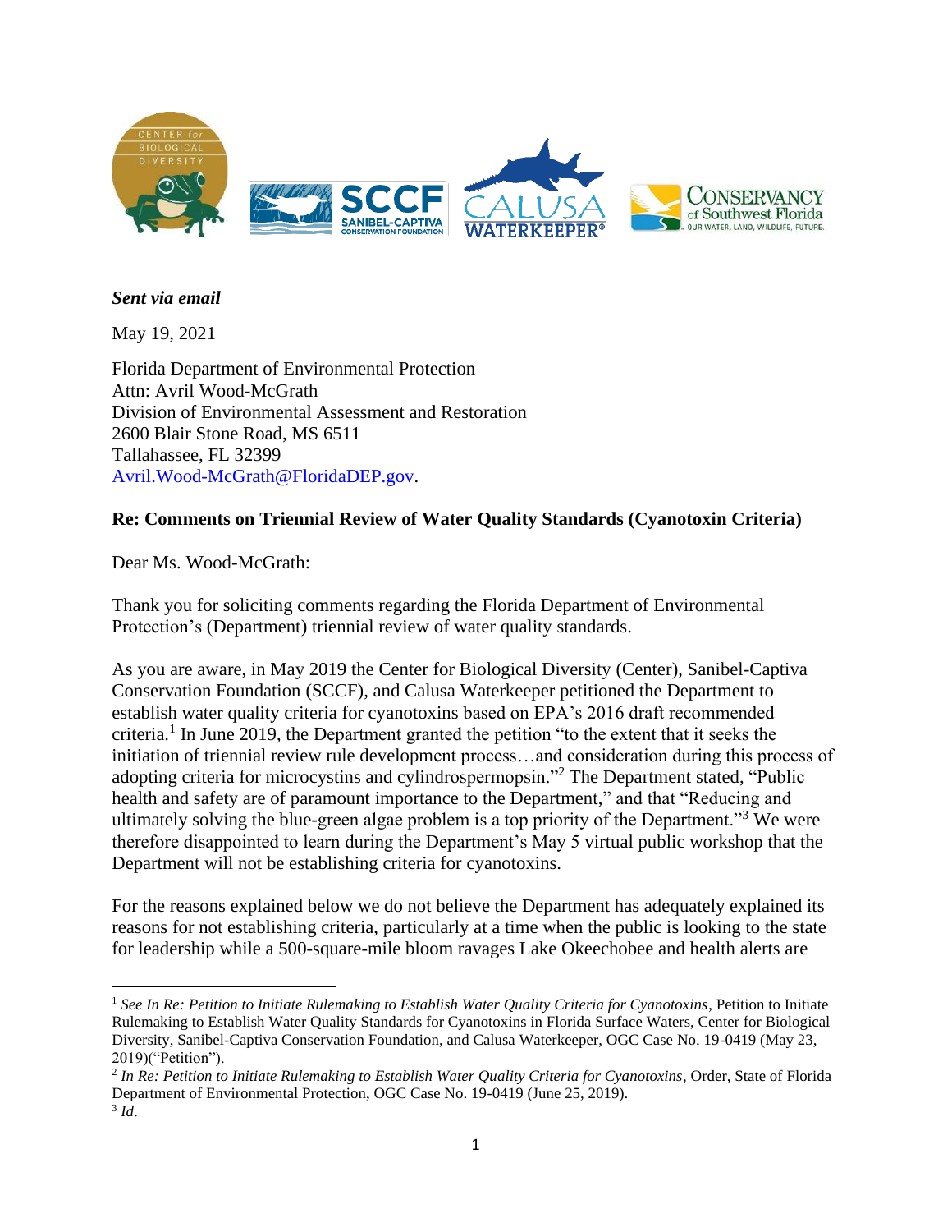*Sent via email*

May 19, 2021

Florida Department of Environmental Protection
Attn: Avril Wood-McGrath
Division of Environmental Assessment and Restoration
2600 Blair Stone Road, MS 6511
Tallahassee, FL 32399
Avril.Wood-McGrath@FloridaDEP.gov.

**Re: Comments on Triennial Review of Water Quality Standards (Cyanotoxin Criteria)**

Dear Ms. Wood-McGrath:

Thank you for soliciting comments regarding the Florida Department of Environmental Protection's (Department) triennial review of water quality standards.

As you are aware, in May 2019 the Center for Biological Diversity (Center), Sanibel-Captiva Conservation Foundation (SCCF), and Calusa Waterkeeper petitioned the Department to establish water quality criteria for cyanotoxins based on EPA's 2016 draft recommended criteria.[1] In June 2019, the Department granted the petition "to the extent that it seeks the initiation of triennial review rule development process…and consideration during this process of adopting criteria for microcystins and cylindrospermopsin."[2] The Department stated, "Public health and safety are of paramount importance to the Department," and that "Reducing and ultimately solving the blue-green algae problem is a top priority of the Department."[3] We were therefore disappointed to learn during the Department's May 5 virtual public workshop that the Department will not be establishing criteria for cyanotoxins.

For the reasons explained below we do not believe the Department has adequately explained its reasons for not establishing criteria, particularly at a time when the public is looking to the state for leadership while a 500-square-mile bloom ravages Lake Okeechobee and health alerts are

---

[1] *See In Re: Petition to Initiate Rulemaking to Establish Water Quality Criteria for Cyanotoxins*, Petition to Initiate Rulemaking to Establish Water Quality Standards for Cyanotoxins in Florida Surface Waters, Center for Biological Diversity, Sanibel-Captiva Conservation Foundation, and Calusa Waterkeeper, OGC Case No. 19-0419 (May 23, 2019)("Petition").

[2] *In Re: Petition to Initiate Rulemaking to Establish Water Quality Criteria for Cyanotoxins*, Order, State of Florida Department of Environmental Protection, OGC Case No. 19-0419 (June 25, 2019).

[3] *Id*.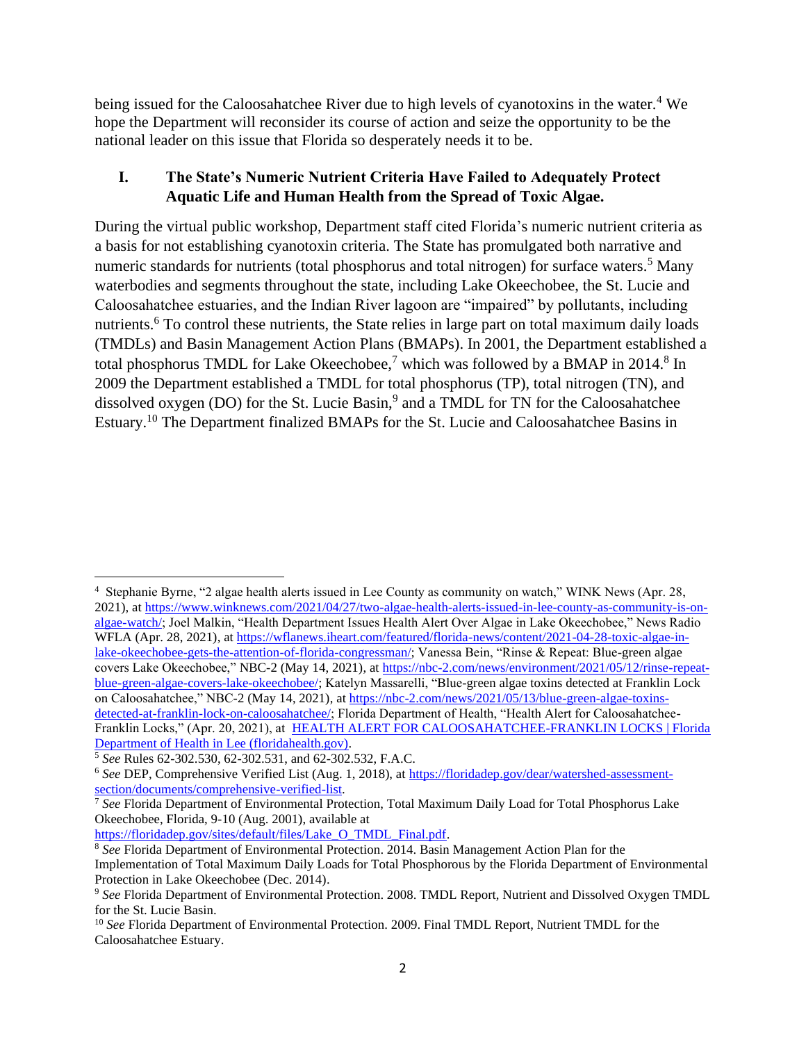being issued for the Caloosahatchee River due to high levels of cyanotoxins in the water.[4] We hope the Department will reconsider its course of action and seize the opportunity to be the national leader on this issue that Florida so desperately needs it to be.

## I. The State's Numeric Nutrient Criteria Have Failed to Adequately Protect Aquatic Life and Human Health from the Spread of Toxic Algae.

During the virtual public workshop, Department staff cited Florida's numeric nutrient criteria as a basis for not establishing cyanotoxin criteria. The State has promulgated both narrative and numeric standards for nutrients (total phosphorus and total nitrogen) for surface waters.[5] Many waterbodies and segments throughout the state, including Lake Okeechobee, the St. Lucie and Caloosahatchee estuaries, and the Indian River lagoon are "impaired" by pollutants, including nutrients.[6] To control these nutrients, the State relies in large part on total maximum daily loads (TMDLs) and Basin Management Action Plans (BMAPs). In 2001, the Department established a total phosphorus TMDL for Lake Okeechobee,[7] which was followed by a BMAP in 2014.[8] In 2009 the Department established a TMDL for total phosphorus (TP), total nitrogen (TN), and dissolved oxygen (DO) for the St. Lucie Basin,[9] and a TMDL for TN for the Caloosahatchee Estuary.[10] The Department finalized BMAPs for the St. Lucie and Caloosahatchee Basins in

---

[4] Stephanie Byrne, "2 algae health alerts issued in Lee County as community on watch," WINK News (Apr. 28, 2021), at https://www.winknews.com/2021/04/27/two-algae-health-alerts-issued-in-lee-county-as-community-is-on-algae-watch/; Joel Malkin, "Health Department Issues Health Alert Over Algae in Lake Okeechobee," News Radio WFLA (Apr. 28, 2021), at https://wflanews.iheart.com/featured/florida-news/content/2021-04-28-toxic-algae-in-lake-okeechobee-gets-the-attention-of-florida-congressman/; Vanessa Bein, "Rinse & Repeat: Blue-green algae covers Lake Okeechobee," NBC-2 (May 14, 2021), at https://nbc-2.com/news/environment/2021/05/12/rinse-repeat-blue-green-algae-covers-lake-okeechobee/; Katelyn Massarelli, "Blue-green algae toxins detected at Franklin Lock on Caloosahatchee," NBC-2 (May 14, 2021), at https://nbc-2.com/news/2021/05/13/blue-green-algae-toxins-detected-at-franklin-lock-on-caloosahatchee/; Florida Department of Health, "Health Alert for Caloosahatchee-Franklin Locks," (Apr. 20, 2021), at HEALTH ALERT FOR CALOOSAHATCHEE-FRANKLIN LOCKS | Florida Department of Health in Lee (floridahealth.gov).

[5] *See* Rules 62-302.530, 62-302.531, and 62-302.532, F.A.C.

[6] *See* DEP, Comprehensive Verified List (Aug. 1, 2018), at https://floridadep.gov/dear/watershed-assessment-section/documents/comprehensive-verified-list.

[7] *See* Florida Department of Environmental Protection, Total Maximum Daily Load for Total Phosphorus Lake Okeechobee, Florida, 9-10 (Aug. 2001), available at https://floridadep.gov/sites/default/files/Lake_O_TMDL_Final.pdf.

[8] *See* Florida Department of Environmental Protection. 2014. Basin Management Action Plan for the Implementation of Total Maximum Daily Loads for Total Phosphorous by the Florida Department of Environmental Protection in Lake Okeechobee (Dec. 2014).

[9] *See* Florida Department of Environmental Protection. 2008. TMDL Report, Nutrient and Dissolved Oxygen TMDL for the St. Lucie Basin.

[10] *See* Florida Department of Environmental Protection. 2009. Final TMDL Report, Nutrient TMDL for the Caloosahatchee Estuary.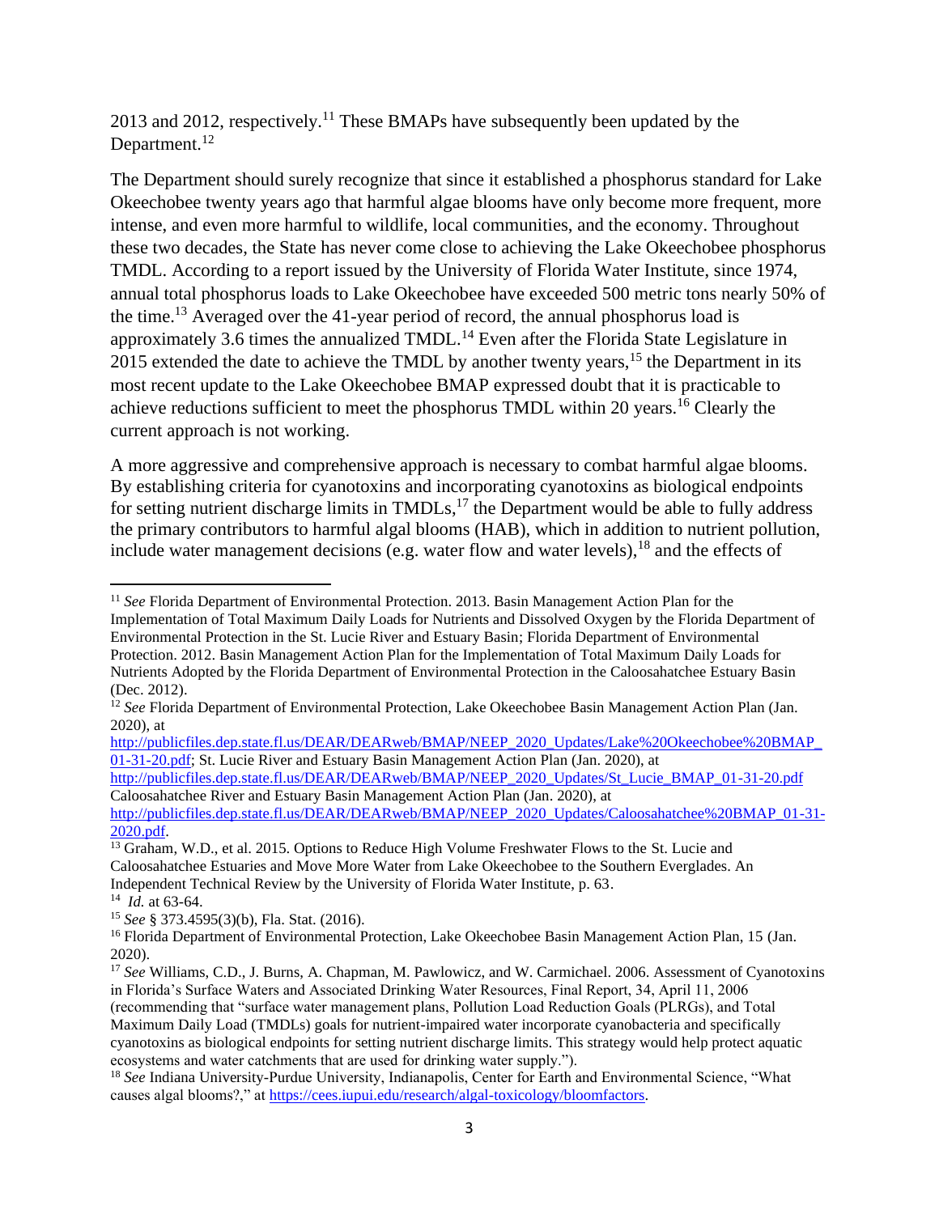2013 and 2012, respectively.[11] These BMAPs have subsequently been updated by the Department.[12]

The Department should surely recognize that since it established a phosphorus standard for Lake Okeechobee twenty years ago that harmful algae blooms have only become more frequent, more intense, and even more harmful to wildlife, local communities, and the economy. Throughout these two decades, the State has never come close to achieving the Lake Okeechobee phosphorus TMDL. According to a report issued by the University of Florida Water Institute, since 1974, annual total phosphorus loads to Lake Okeechobee have exceeded 500 metric tons nearly 50% of the time.[13] Averaged over the 41-year period of record, the annual phosphorus load is approximately 3.6 times the annualized TMDL.[14] Even after the Florida State Legislature in 2015 extended the date to achieve the TMDL by another twenty years,[15] the Department in its most recent update to the Lake Okeechobee BMAP expressed doubt that it is practicable to achieve reductions sufficient to meet the phosphorus TMDL within 20 years.[16] Clearly the current approach is not working.

A more aggressive and comprehensive approach is necessary to combat harmful algae blooms. By establishing criteria for cyanotoxins and incorporating cyanotoxins as biological endpoints for setting nutrient discharge limits in TMDLs,[17] the Department would be able to fully address the primary contributors to harmful algal blooms (HAB), which in addition to nutrient pollution, include water management decisions (e.g. water flow and water levels),[18] and the effects of

---

[11] *See* Florida Department of Environmental Protection. 2013. Basin Management Action Plan for the Implementation of Total Maximum Daily Loads for Nutrients and Dissolved Oxygen by the Florida Department of Environmental Protection in the St. Lucie River and Estuary Basin; Florida Department of Environmental Protection. 2012. Basin Management Action Plan for the Implementation of Total Maximum Daily Loads for Nutrients Adopted by the Florida Department of Environmental Protection in the Caloosahatchee Estuary Basin (Dec. 2012).

[12] *See* Florida Department of Environmental Protection, Lake Okeechobee Basin Management Action Plan (Jan. 2020), at http://publicfiles.dep.state.fl.us/DEAR/DEARweb/BMAP/NEEP_2020_Updates/Lake%20Okeechobee%20BMAP_01-31-20.pdf; St. Lucie River and Estuary Basin Management Action Plan (Jan. 2020), at http://publicfiles.dep.state.fl.us/DEAR/DEARweb/BMAP/NEEP_2020_Updates/St_Lucie_BMAP_01-31-20.pdf Caloosahatchee River and Estuary Basin Management Action Plan (Jan. 2020), at http://publicfiles.dep.state.fl.us/DEAR/DEARweb/BMAP/NEEP_2020_Updates/Caloosahatchee%20BMAP_01-31-2020.pdf.

[13] Graham, W.D., et al. 2015. Options to Reduce High Volume Freshwater Flows to the St. Lucie and Caloosahatchee Estuaries and Move More Water from Lake Okeechobee to the Southern Everglades. An Independent Technical Review by the University of Florida Water Institute, p. 63.

[14] *Id.* at 63-64.

[15] *See* § 373.4595(3)(b), Fla. Stat. (2016).

[16] Florida Department of Environmental Protection, Lake Okeechobee Basin Management Action Plan, 15 (Jan. 2020).

[17] *See* Williams, C.D., J. Burns, A. Chapman, M. Pawlowicz, and W. Carmichael. 2006. Assessment of Cyanotoxins in Florida's Surface Waters and Associated Drinking Water Resources, Final Report, 34, April 11, 2006 (recommending that "surface water management plans, Pollution Load Reduction Goals (PLRGs), and Total Maximum Daily Load (TMDLs) goals for nutrient-impaired water incorporate cyanobacteria and specifically cyanotoxins as biological endpoints for setting nutrient discharge limits. This strategy would help protect aquatic ecosystems and water catchments that are used for drinking water supply.").

[18] *See* Indiana University-Purdue University, Indianapolis, Center for Earth and Environmental Science, "What causes algal blooms?," at https://cees.iupui.edu/research/algal-toxicology/bloomfactors.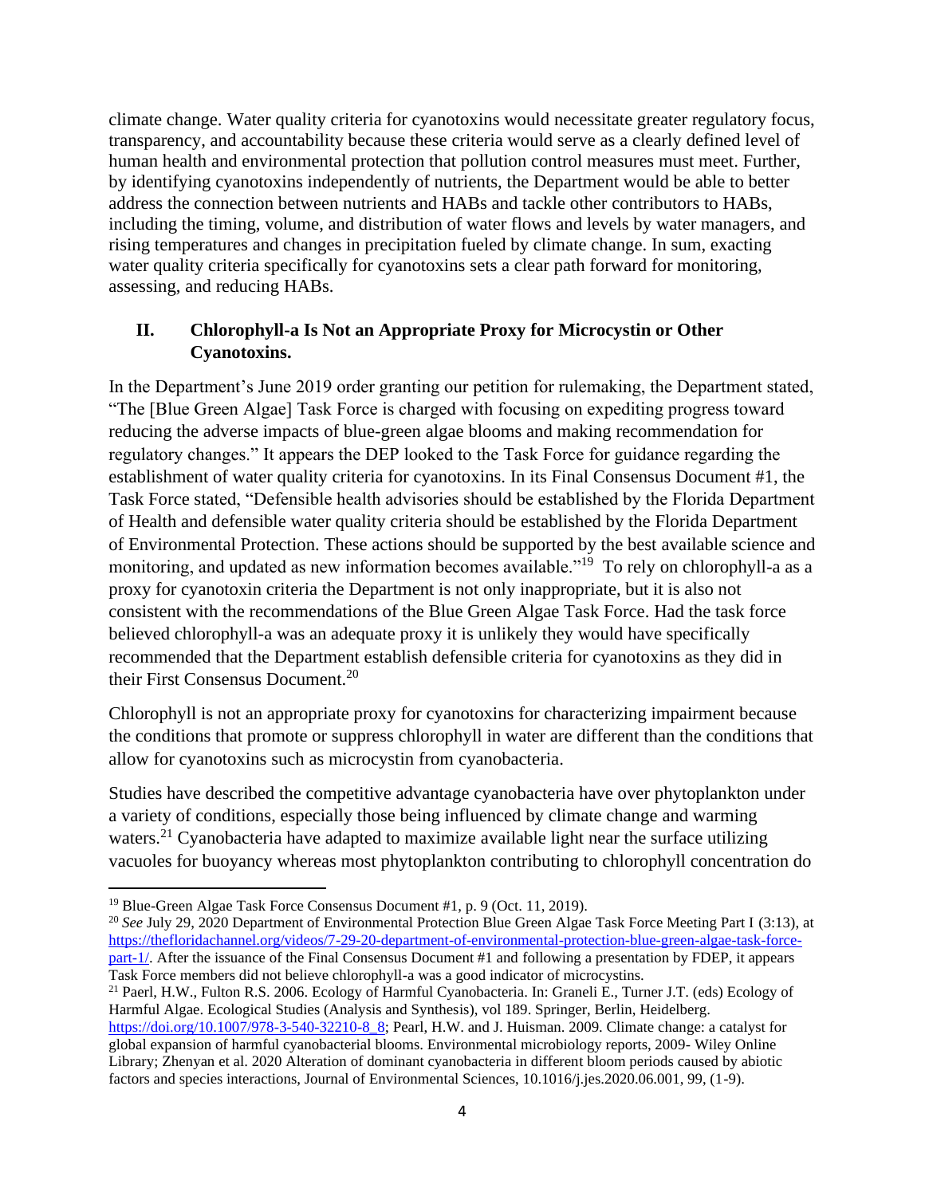climate change. Water quality criteria for cyanotoxins would necessitate greater regulatory focus, transparency, and accountability because these criteria would serve as a clearly defined level of human health and environmental protection that pollution control measures must meet. Further, by identifying cyanotoxins independently of nutrients, the Department would be able to better address the connection between nutrients and HABs and tackle other contributors to HABs, including the timing, volume, and distribution of water flows and levels by water managers, and rising temperatures and changes in precipitation fueled by climate change. In sum, exacting water quality criteria specifically for cyanotoxins sets a clear path forward for monitoring, assessing, and reducing HABs.

## II. Chlorophyll-a Is Not an Appropriate Proxy for Microcystin or Other Cyanotoxins.

In the Department's June 2019 order granting our petition for rulemaking, the Department stated, "The [Blue Green Algae] Task Force is charged with focusing on expediting progress toward reducing the adverse impacts of blue-green algae blooms and making recommendation for regulatory changes." It appears the DEP looked to the Task Force for guidance regarding the establishment of water quality criteria for cyanotoxins. In its Final Consensus Document #1, the Task Force stated, "Defensible health advisories should be established by the Florida Department of Health and defensible water quality criteria should be established by the Florida Department of Environmental Protection. These actions should be supported by the best available science and monitoring, and updated as new information becomes available."[19] To rely on chlorophyll-a as a proxy for cyanotoxin criteria the Department is not only inappropriate, but it is also not consistent with the recommendations of the Blue Green Algae Task Force. Had the task force believed chlorophyll-a was an adequate proxy it is unlikely they would have specifically recommended that the Department establish defensible criteria for cyanotoxins as they did in their First Consensus Document.[20]

Chlorophyll is not an appropriate proxy for cyanotoxins for characterizing impairment because the conditions that promote or suppress chlorophyll in water are different than the conditions that allow for cyanotoxins such as microcystin from cyanobacteria.

Studies have described the competitive advantage cyanobacteria have over phytoplankton under a variety of conditions, especially those being influenced by climate change and warming waters.[21] Cyanobacteria have adapted to maximize available light near the surface utilizing vacuoles for buoyancy whereas most phytoplankton contributing to chlorophyll concentration do

---

[19] Blue-Green Algae Task Force Consensus Document #1, p. 9 (Oct. 11, 2019).

[20] *See* July 29, 2020 Department of Environmental Protection Blue Green Algae Task Force Meeting Part I (3:13), at https://thefloridachannel.org/videos/7-29-20-department-of-environmental-protection-blue-green-algae-task-force-part-1/. After the issuance of the Final Consensus Document #1 and following a presentation by FDEP, it appears Task Force members did not believe chlorophyll-a was a good indicator of microcystins.

[21] Paerl, H.W., Fulton R.S. 2006. Ecology of Harmful Cyanobacteria. In: Graneli E., Turner J.T. (eds) Ecology of Harmful Algae. Ecological Studies (Analysis and Synthesis), vol 189. Springer, Berlin, Heidelberg. https://doi.org/10.1007/978-3-540-32210-8_8; Pearl, H.W. and J. Huisman. 2009. Climate change: a catalyst for global expansion of harmful cyanobacterial blooms. Environmental microbiology reports, 2009- Wiley Online Library; Zhenyan et al. 2020 Alteration of dominant cyanobacteria in different bloom periods caused by abiotic factors and species interactions, Journal of Environmental Sciences, 10.1016/j.jes.2020.06.001, 99, (1-9).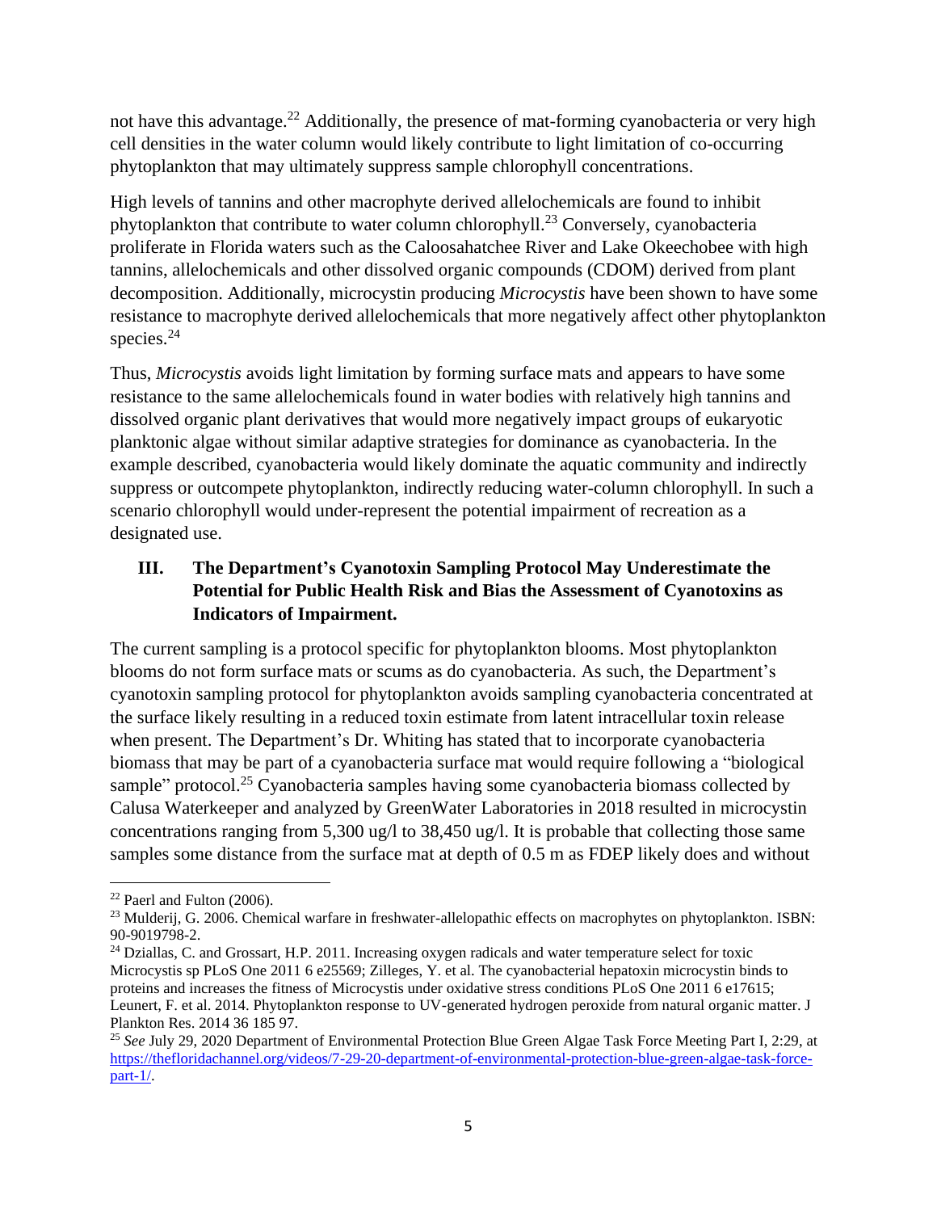not have this advantage.[22] Additionally, the presence of mat-forming cyanobacteria or very high cell densities in the water column would likely contribute to light limitation of co-occurring phytoplankton that may ultimately suppress sample chlorophyll concentrations.

High levels of tannins and other macrophyte derived allelochemicals are found to inhibit phytoplankton that contribute to water column chlorophyll.[23] Conversely, cyanobacteria proliferate in Florida waters such as the Caloosahatchee River and Lake Okeechobee with high tannins, allelochemicals and other dissolved organic compounds (CDOM) derived from plant decomposition. Additionally, microcystin producing *Microcystis* have been shown to have some resistance to macrophyte derived allelochemicals that more negatively affect other phytoplankton species.[24]

Thus, *Microcystis* avoids light limitation by forming surface mats and appears to have some resistance to the same allelochemicals found in water bodies with relatively high tannins and dissolved organic plant derivatives that would more negatively impact groups of eukaryotic planktonic algae without similar adaptive strategies for dominance as cyanobacteria. In the example described, cyanobacteria would likely dominate the aquatic community and indirectly suppress or outcompete phytoplankton, indirectly reducing water-column chlorophyll. In such a scenario chlorophyll would under-represent the potential impairment of recreation as a designated use.

## III. The Department's Cyanotoxin Sampling Protocol May Underestimate the Potential for Public Health Risk and Bias the Assessment of Cyanotoxins as Indicators of Impairment.

The current sampling is a protocol specific for phytoplankton blooms. Most phytoplankton blooms do not form surface mats or scums as do cyanobacteria. As such, the Department's cyanotoxin sampling protocol for phytoplankton avoids sampling cyanobacteria concentrated at the surface likely resulting in a reduced toxin estimate from latent intracellular toxin release when present. The Department's Dr. Whiting has stated that to incorporate cyanobacteria biomass that may be part of a cyanobacteria surface mat would require following a "biological sample" protocol.[25] Cyanobacteria samples having some cyanobacteria biomass collected by Calusa Waterkeeper and analyzed by GreenWater Laboratories in 2018 resulted in microcystin concentrations ranging from 5,300 ug/l to 38,450 ug/l. It is probable that collecting those same samples some distance from the surface mat at depth of 0.5 m as FDEP likely does and without

---

[22] Paerl and Fulton (2006).

[23] Mulderij, G. 2006. Chemical warfare in freshwater-allelopathic effects on macrophytes on phytoplankton. ISBN: 90-9019798-2.

[24] Dziallas, C. and Grossart, H.P. 2011. Increasing oxygen radicals and water temperature select for toxic Microcystis sp PLoS One 2011 6 e25569; Zilleges, Y. et al. The cyanobacterial hepatoxin microcystin binds to proteins and increases the fitness of Microcystis under oxidative stress conditions PLoS One 2011 6 e17615; Leunert, F. et al. 2014. Phytoplankton response to UV-generated hydrogen peroxide from natural organic matter. J Plankton Res. 2014 36 185 97.

[25] *See* July 29, 2020 Department of Environmental Protection Blue Green Algae Task Force Meeting Part I, 2:29, at https://thefloridachannel.org/videos/7-29-20-department-of-environmental-protection-blue-green-algae-task-force-part-1/.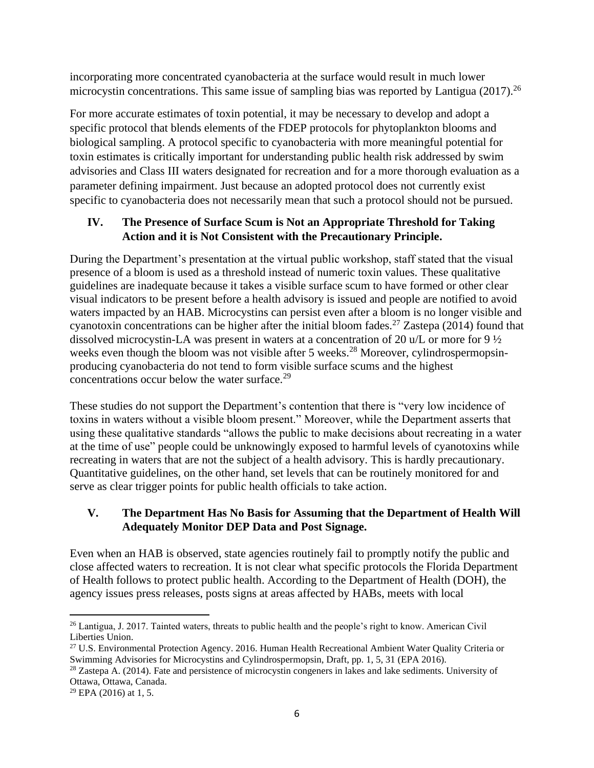incorporating more concentrated cyanobacteria at the surface would result in much lower microcystin concentrations. This same issue of sampling bias was reported by Lantigua (2017).[26]

For more accurate estimates of toxin potential, it may be necessary to develop and adopt a specific protocol that blends elements of the FDEP protocols for phytoplankton blooms and biological sampling. A protocol specific to cyanobacteria with more meaningful potential for toxin estimates is critically important for understanding public health risk addressed by swim advisories and Class III waters designated for recreation and for a more thorough evaluation as a parameter defining impairment. Just because an adopted protocol does not currently exist specific to cyanobacteria does not necessarily mean that such a protocol should not be pursued.

## IV. The Presence of Surface Scum is Not an Appropriate Threshold for Taking Action and it is Not Consistent with the Precautionary Principle.

During the Department's presentation at the virtual public workshop, staff stated that the visual presence of a bloom is used as a threshold instead of numeric toxin values. These qualitative guidelines are inadequate because it takes a visible surface scum to have formed or other clear visual indicators to be present before a health advisory is issued and people are notified to avoid waters impacted by an HAB. Microcystins can persist even after a bloom is no longer visible and cyanotoxin concentrations can be higher after the initial bloom fades.[27] Zastepa (2014) found that dissolved microcystin-LA was present in waters at a concentration of 20 u/L or more for 9 ½ weeks even though the bloom was not visible after 5 weeks.[28] Moreover, cylindrospermopsin-producing cyanobacteria do not tend to form visible surface scums and the highest concentrations occur below the water surface.[29]

These studies do not support the Department's contention that there is "very low incidence of toxins in waters without a visible bloom present." Moreover, while the Department asserts that using these qualitative standards "allows the public to make decisions about recreating in a water at the time of use" people could be unknowingly exposed to harmful levels of cyanotoxins while recreating in waters that are not the subject of a health advisory. This is hardly precautionary. Quantitative guidelines, on the other hand, set levels that can be routinely monitored for and serve as clear trigger points for public health officials to take action.

## V. The Department Has No Basis for Assuming that the Department of Health Will Adequately Monitor DEP Data and Post Signage.

Even when an HAB is observed, state agencies routinely fail to promptly notify the public and close affected waters to recreation. It is not clear what specific protocols the Florida Department of Health follows to protect public health. According to the Department of Health (DOH), the agency issues press releases, posts signs at areas affected by HABs, meets with local

---

[26] Lantigua, J. 2017. Tainted waters, threats to public health and the people's right to know. American Civil Liberties Union.

[27] U.S. Environmental Protection Agency. 2016. Human Health Recreational Ambient Water Quality Criteria or Swimming Advisories for Microcystins and Cylindrospermopsin, Draft, pp. 1, 5, 31 (EPA 2016).

[28] Zastepa A. (2014). Fate and persistence of microcystin congeners in lakes and lake sediments. University of Ottawa, Ottawa, Canada.

[29] EPA (2016) at 1, 5.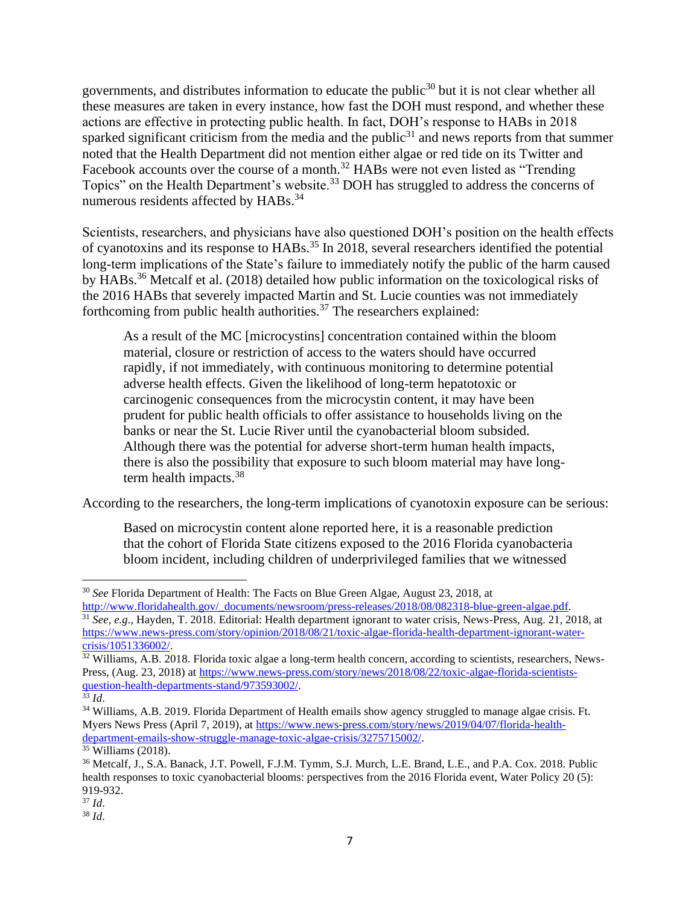governments, and distributes information to educate the public[30] but it is not clear whether all these measures are taken in every instance, how fast the DOH must respond, and whether these actions are effective in protecting public health. In fact, DOH's response to HABs in 2018 sparked significant criticism from the media and the public[31] and news reports from that summer noted that the Health Department did not mention either algae or red tide on its Twitter and Facebook accounts over the course of a month.[32] HABs were not even listed as "Trending Topics" on the Health Department's website.[33] DOH has struggled to address the concerns of numerous residents affected by HABs.[34]

Scientists, researchers, and physicians have also questioned DOH's position on the health effects of cyanotoxins and its response to HABs.[35] In 2018, several researchers identified the potential long-term implications of the State's failure to immediately notify the public of the harm caused by HABs.[36] Metcalf et al. (2018) detailed how public information on the toxicological risks of the 2016 HABs that severely impacted Martin and St. Lucie counties was not immediately forthcoming from public health authorities.[37] The researchers explained:

> As a result of the MC [microcystins] concentration contained within the bloom material, closure or restriction of access to the waters should have occurred rapidly, if not immediately, with continuous monitoring to determine potential adverse health effects. Given the likelihood of long-term hepatotoxic or carcinogenic consequences from the microcystin content, it may have been prudent for public health officials to offer assistance to households living on the banks or near the St. Lucie River until the cyanobacterial bloom subsided. Although there was the potential for adverse short-term human health impacts, there is also the possibility that exposure to such bloom material may have long-term health impacts.[38]

According to the researchers, the long-term implications of cyanotoxin exposure can be serious:

> Based on microcystin content alone reported here, it is a reasonable prediction that the cohort of Florida State citizens exposed to the 2016 Florida cyanobacteria bloom incident, including children of underprivileged families that we witnessed

---

[30] *See* Florida Department of Health: The Facts on Blue Green Algae, August 23, 2018, at http://www.floridahealth.gov/_documents/newsroom/press-releases/2018/08/082318-blue-green-algae.pdf.

[31] *See, e.g.,* Hayden, T. 2018. Editorial: Health department ignorant to water crisis, News-Press, Aug. 21, 2018, at https://www.news-press.com/story/opinion/2018/08/21/toxic-algae-florida-health-department-ignorant-water-crisis/1051336002/.

[32] Williams, A.B. 2018. Florida toxic algae a long-term health concern, according to scientists, researchers, News-Press, (Aug. 23, 2018) at https://www.news-press.com/story/news/2018/08/22/toxic-algae-florida-scientists-question-health-departments-stand/973593002/.

[33] *Id*.

[34] Williams, A.B. 2019. Florida Department of Health emails show agency struggled to manage algae crisis. Ft. Myers News Press (April 7, 2019), at https://www.news-press.com/story/news/2019/04/07/florida-health-department-emails-show-struggle-manage-toxic-algae-crisis/3275715002/.

[35] Williams (2018).

[36] Metcalf, J., S.A. Banack, J.T. Powell, F.J.M. Tymm, S.J. Murch, L.E. Brand, L.E., and P.A. Cox. 2018. Public health responses to toxic cyanobacterial blooms: perspectives from the 2016 Florida event, Water Policy 20 (5): 919-932.

[37] *Id*.

[38] *Id*.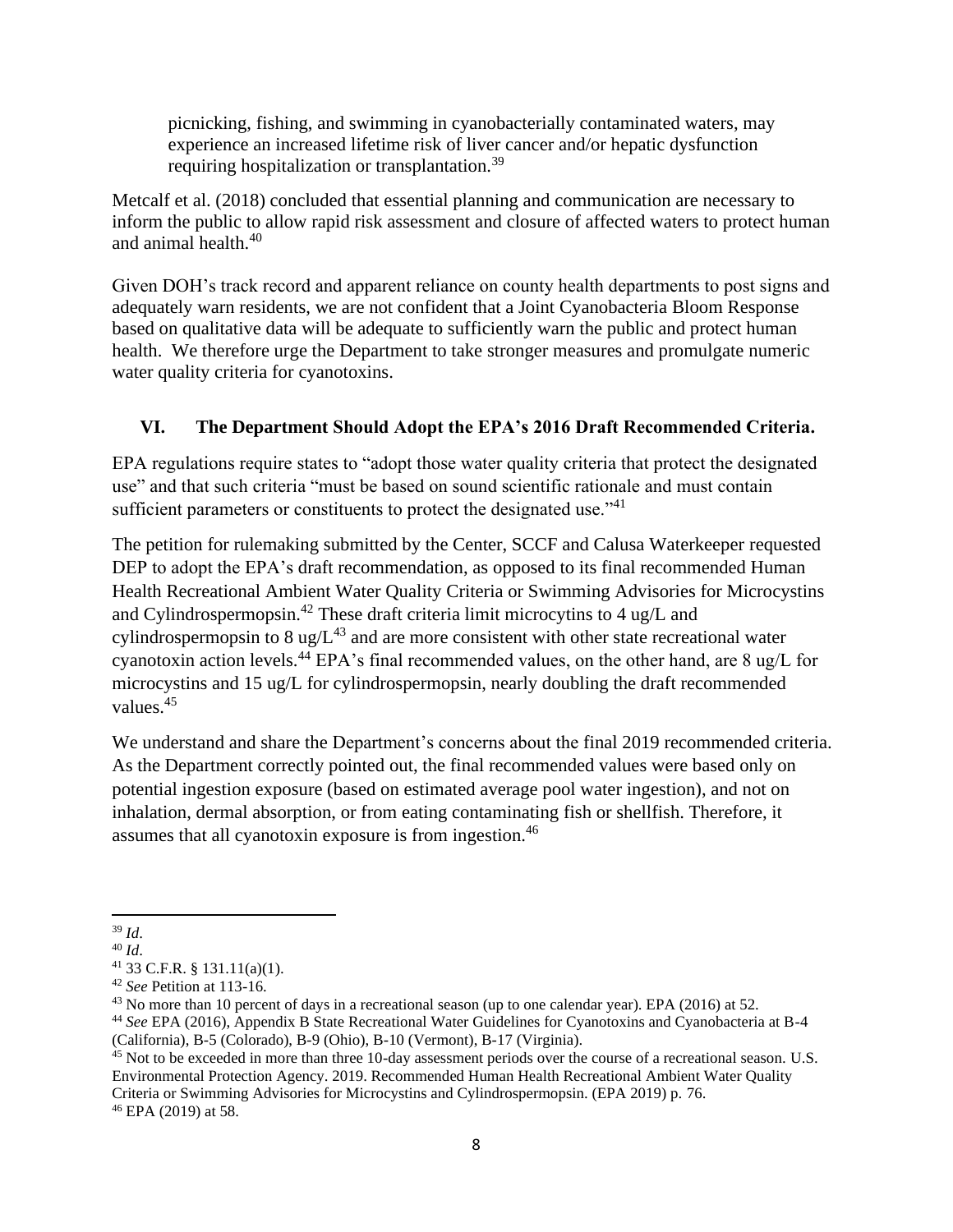picnicking, fishing, and swimming in cyanobacterially contaminated waters, may experience an increased lifetime risk of liver cancer and/or hepatic dysfunction requiring hospitalization or transplantation.[39]

Metcalf et al. (2018) concluded that essential planning and communication are necessary to inform the public to allow rapid risk assessment and closure of affected waters to protect human and animal health.[40]

Given DOH's track record and apparent reliance on county health departments to post signs and adequately warn residents, we are not confident that a Joint Cyanobacteria Bloom Response based on qualitative data will be adequate to sufficiently warn the public and protect human health. We therefore urge the Department to take stronger measures and promulgate numeric water quality criteria for cyanotoxins.

## VI. The Department Should Adopt the EPA's 2016 Draft Recommended Criteria.

EPA regulations require states to "adopt those water quality criteria that protect the designated use" and that such criteria "must be based on sound scientific rationale and must contain sufficient parameters or constituents to protect the designated use."[41]

The petition for rulemaking submitted by the Center, SCCF and Calusa Waterkeeper requested DEP to adopt the EPA's draft recommendation, as opposed to its final recommended Human Health Recreational Ambient Water Quality Criteria or Swimming Advisories for Microcystins and Cylindrospermopsin.[42] These draft criteria limit microcytins to 4 ug/L and cylindrospermopsin to 8 ug/L[43] and are more consistent with other state recreational water cyanotoxin action levels.[44] EPA's final recommended values, on the other hand, are 8 ug/L for microcystins and 15 ug/L for cylindrospermopsin, nearly doubling the draft recommended values.[45]

We understand and share the Department's concerns about the final 2019 recommended criteria. As the Department correctly pointed out, the final recommended values were based only on potential ingestion exposure (based on estimated average pool water ingestion), and not on inhalation, dermal absorption, or from eating contaminating fish or shellfish. Therefore, it assumes that all cyanotoxin exposure is from ingestion.[46]

---

[39] *Id*.

[40] *Id*.

[41] 33 C.F.R. § 131.11(a)(1).

[42] *See* Petition at 113-16.

[43] No more than 10 percent of days in a recreational season (up to one calendar year). EPA (2016) at 52.

[44] *See* EPA (2016), Appendix B State Recreational Water Guidelines for Cyanotoxins and Cyanobacteria at B-4 (California), B-5 (Colorado), B-9 (Ohio), B-10 (Vermont), B-17 (Virginia).

[45] Not to be exceeded in more than three 10-day assessment periods over the course of a recreational season. U.S. Environmental Protection Agency. 2019. Recommended Human Health Recreational Ambient Water Quality Criteria or Swimming Advisories for Microcystins and Cylindrospermopsin. (EPA 2019) p. 76.

[46] EPA (2019) at 58.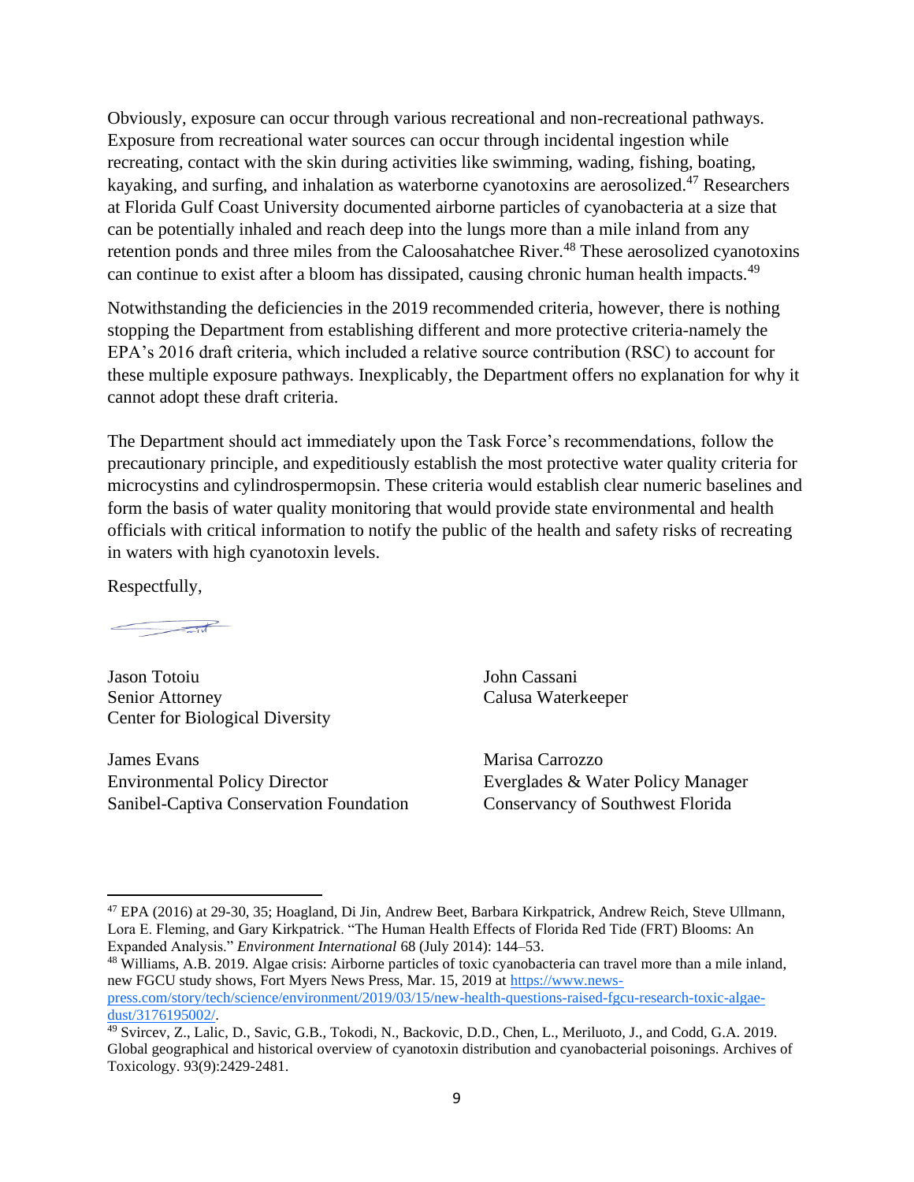Obviously, exposure can occur through various recreational and non-recreational pathways. Exposure from recreational water sources can occur through incidental ingestion while recreating, contact with the skin during activities like swimming, wading, fishing, boating, kayaking, and surfing, and inhalation as waterborne cyanotoxins are aerosolized.[47] Researchers at Florida Gulf Coast University documented airborne particles of cyanobacteria at a size that can be potentially inhaled and reach deep into the lungs more than a mile inland from any retention ponds and three miles from the Caloosahatchee River.[48] These aerosolized cyanotoxins can continue to exist after a bloom has dissipated, causing chronic human health impacts.[49]

Notwithstanding the deficiencies in the 2019 recommended criteria, however, there is nothing stopping the Department from establishing different and more protective criteria-namely the EPA's 2016 draft criteria, which included a relative source contribution (RSC) to account for these multiple exposure pathways. Inexplicably, the Department offers no explanation for why it cannot adopt these draft criteria.

The Department should act immediately upon the Task Force's recommendations, follow the precautionary principle, and expeditiously establish the most protective water quality criteria for microcystins and cylindrospermopsin. These criteria would establish clear numeric baselines and form the basis of water quality monitoring that would provide state environmental and health officials with critical information to notify the public of the health and safety risks of recreating in waters with high cyanotoxin levels.

Respectfully,

Jason Totoiu
Senior Attorney
Center for Biological Diversity

John Cassani
Calusa Waterkeeper

James Evans
Environmental Policy Director
Sanibel-Captiva Conservation Foundation

Marisa Carrozzo
Everglades & Water Policy Manager
Conservancy of Southwest Florida

---

[47] EPA (2016) at 29-30, 35; Hoagland, Di Jin, Andrew Beet, Barbara Kirkpatrick, Andrew Reich, Steve Ullmann, Lora E. Fleming, and Gary Kirkpatrick. "The Human Health Effects of Florida Red Tide (FRT) Blooms: An Expanded Analysis." *Environment International* 68 (July 2014): 144–53.

[48] Williams, A.B. 2019. Algae crisis: Airborne particles of toxic cyanobacteria can travel more than a mile inland, new FGCU study shows, Fort Myers News Press, Mar. 15, 2019 at https://www.news-press.com/story/tech/science/environment/2019/03/15/new-health-questions-raised-fgcu-research-toxic-algae-dust/3176195002/.

[49] Svircev, Z., Lalic, D., Savic, G.B., Tokodi, N., Backovic, D.D., Chen, L., Meriluoto, J., and Codd, G.A. 2019. Global geographical and historical overview of cyanotoxin distribution and cyanobacterial poisonings. Archives of Toxicology. 93(9):2429-2481.